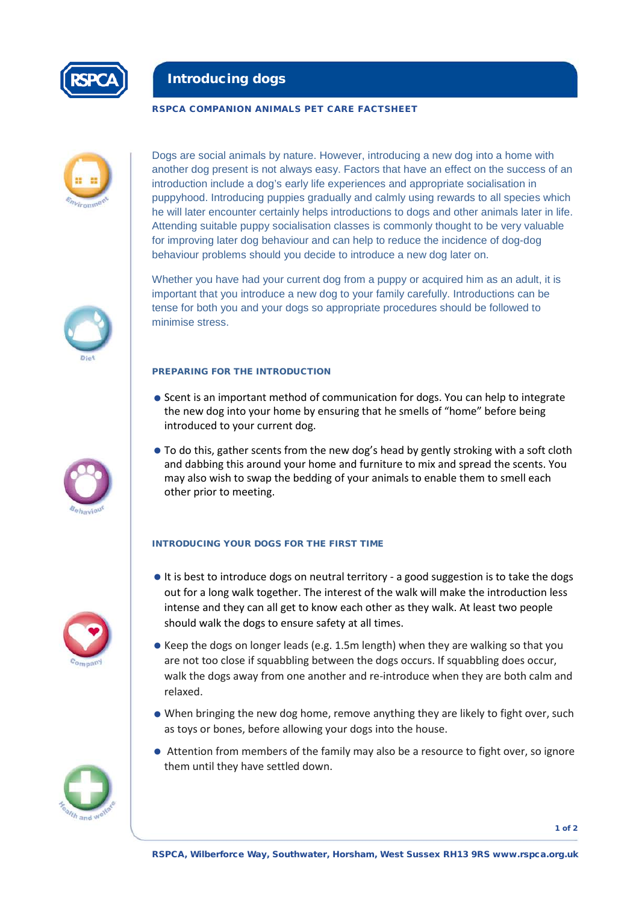# Introducing dogs

**RSPCA COMPANION ANIMALS PET CARE FACTSHEET**

Dogs are social animals by nature. However, introducing a new dog into a home with another dog present is not always easy. Factors that have an effect on the success of an introduction include a dog's early life experiences and appropriate socialisation in puppyhood. Introducing puppies gradually and calmly using rewards to all species which he will later encounter certainly helps introductions to dogs and other animals later in life. Attending suitable puppy socialisation classes is commonly thought to be very valuable for improving later dog behaviour and can help to reduce the incidence of dog-dog behaviour problems should you decide to introduce a new dog later on.

Whether you have had your current dog from a puppy or acquired him as an adult, it is important that you introduce a new dog to your family carefully. Introductions can be tense for both you and your dogs so appropriate procedures should be followed to minimise stress.

## PREPARING FOR THE INTRODUCTION

- Scent is an important method of communication for dogs. You can help to integrate the new dog into your home by ensuring that he smells of "home" before being introduced to your current dog.
- To do this, gather scents from the new dog's head by gently stroking with a soft cloth and dabbing this around your home and furniture to mix and spread the scents. You may also wish to swap the bedding of your animals to enable them to smell each other prior to meeting.

## INTRODUCING YOUR DOGS FOR THE FIRST TIME

- It is best to introduce dogs on neutral territory - a good suggestion is to take the dogs out for a long walk together. The interest of the walk will make the introduction less intense and they can all get to know each other as they walk. At least two people should walk the dogs to ensure safety at all times.
- Keep the dogs on longer leads (e.g. 1.5m length) when they are walking so that you are not too close if squabbling between the dogs occurs. If squabbling does occur, walk the dogs away from one another and re-introduce when they are both calm and relaxed.
- When bringing the new dog home, remove anything they are likely to fight over, such as toys or bones, before allowing your dogs into the house.
- Attention from members of the family may also be a resource to fight over, so ignore them until they have settled down.

RSPCA, Wilberforce Way, Southwater, Horsham, West Sussex RH13 9RS www.rspca.org.uk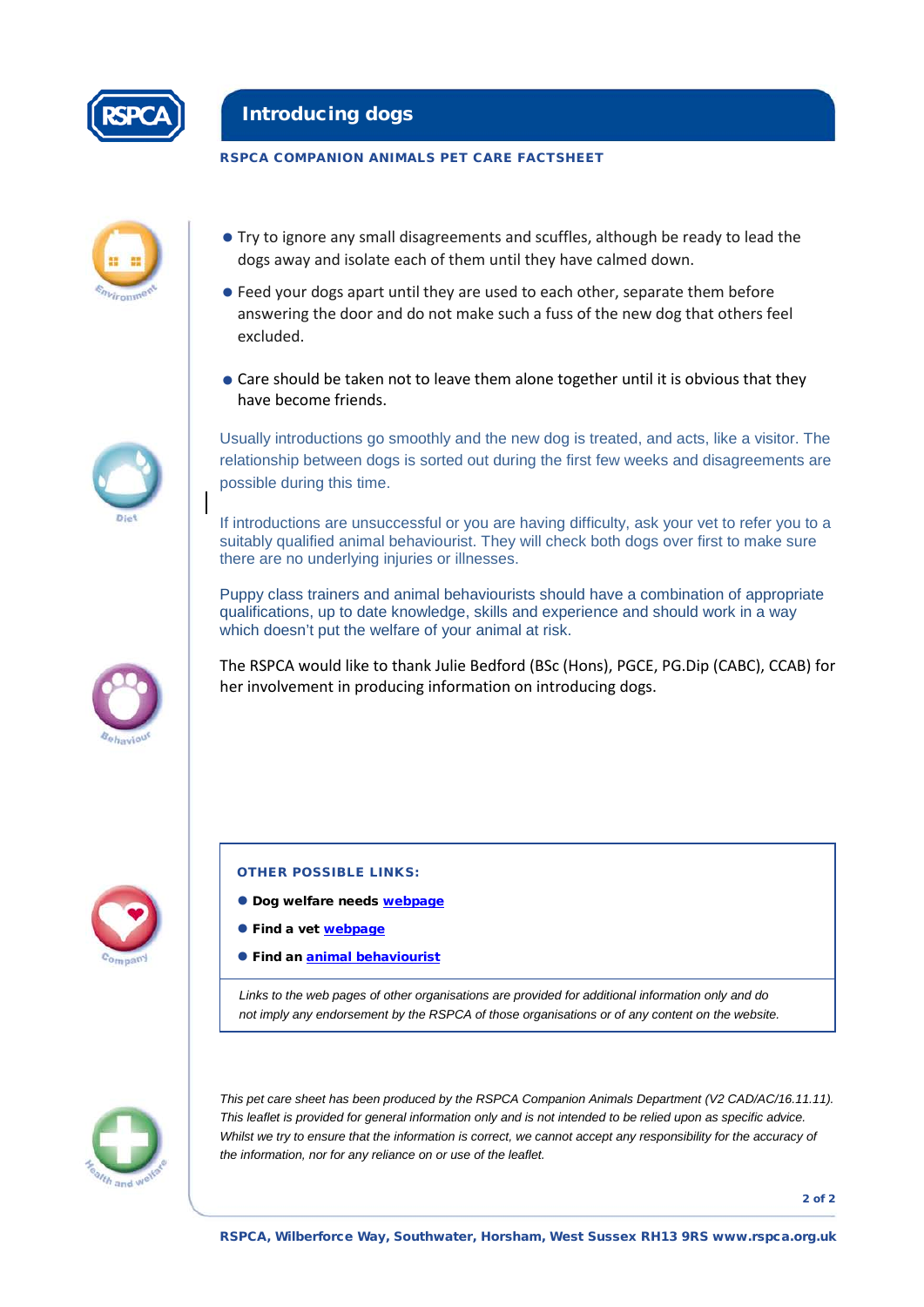# Introducing dogs

**RSPCA COMPANION ANIMALS PET CARE FACTSHEET**

- Try to ignore any small disagreements and scuffles, although be ready to lead the dogs away and isolate each of them until they have calmed down.
- Feed your dogs apart until they are used to each other, separate them before answering the door and do not make such a fuss of the new dog that others feel excluded.
- Care should be taken not to leave them alone together until it is obvious that they have become friends.

Usually introductions go smoothly and the new dog is treated, and acts, like a visitor. The relationship between dogs is sorted out during the first few weeks and disagreements are possible during this time.

If introductions are unsuccessful or you are having difficulty, ask your vet to refer you to a suitably qualified animal behaviourist. They will check both dogs over first to make sure there are no underlying injuries or illnesses.

Puppy class trainers and animal behaviourists should have a combination of appropriate qualifications, up to date knowledge, skills and experience and should work in a way which doesn't put the welfare of your animal at risk.

The RSPCA would like to thank Julie Bedford (BSc (Hons), PGCE, PG.Dip (CABC), CCAB) for her involvement in producing information on introducing dogs.

**OTHER POSSIBLE LINKS:**

- **Dog welfare needs webpage**
- **Find a vet webpage**
- **Find an animal behaviourist**

*Links to the web pages of other organisations are provided for additional information only and do not imply any endorsement by the RSPCA of those organisations or of any content on the website.*

*This pet care sheet has been produced by the RSPCA Companion Animals Department (V2 CAD/AC/16.11.11). This leaflet is provided for general information only and is not intended to be relied upon as specific advice. Whilst we try to ensure that the information is correct, we cannot accept any responsibility for the accuracy of the information, nor for any reliance on or use of the leaflet.*

**RSPCA, Wilberforce Way, Southwater, Horsham, West Sussex RH13 9RS www.rspca.org.uk**